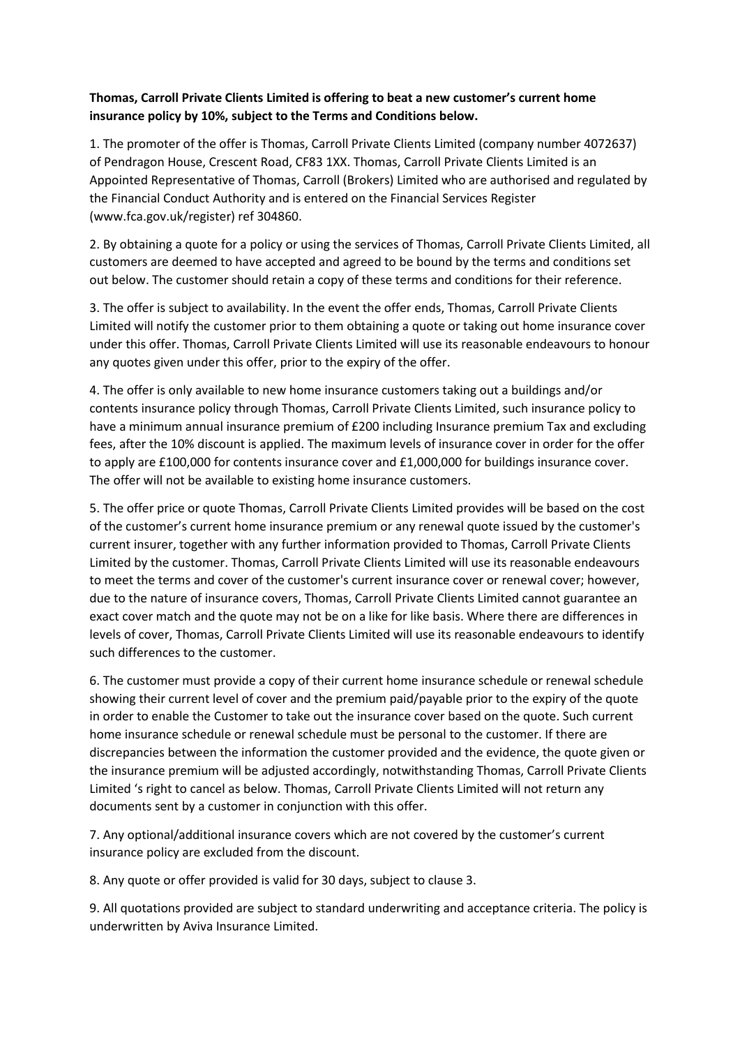**Thomas, Carroll Private Clients Limited is offering to beat a new customer's current home insurance policy by 10%, subject to the Terms and Conditions below.**

1. The promoter of the offer is Thomas, Carroll Private Clients Limited (company number 4072637) of Pendragon House, Crescent Road, CF83 1XX. Thomas, Carroll Private Clients Limited is an Appointed Representative of Thomas, Carroll (Brokers) Limited who are authorised and regulated by the Financial Conduct Authority and is entered on the Financial Services Register (www.fca.gov.uk/register) ref 304860.

2. By obtaining a quote for a policy or using the services of Thomas, Carroll Private Clients Limited, all customers are deemed to have accepted and agreed to be bound by the terms and conditions set out below. The customer should retain a copy of these terms and conditions for their reference.

3. The offer is subject to availability. In the event the offer ends, Thomas, Carroll Private Clients Limited will notify the customer prior to them obtaining a quote or taking out home insurance cover under this offer. Thomas, Carroll Private Clients Limited will use its reasonable endeavours to honour any quotes given under this offer, prior to the expiry of the offer.

4. The offer is only available to new home insurance customers taking out a buildings and/or contents insurance policy through Thomas, Carroll Private Clients Limited, such insurance policy to have a minimum annual insurance premium of £200 including Insurance premium Tax and excluding fees, after the 10% discount is applied. The maximum levels of insurance cover in order for the offer to apply are £100,000 for contents insurance cover and £1,000,000 for buildings insurance cover. The offer will not be available to existing home insurance customers.

5. The offer price or quote Thomas, Carroll Private Clients Limited provides will be based on the cost of the customer's current home insurance premium or any renewal quote issued by the customer's current insurer, together with any further information provided to Thomas, Carroll Private Clients Limited by the customer. Thomas, Carroll Private Clients Limited will use its reasonable endeavours to meet the terms and cover of the customer's current insurance cover or renewal cover; however, due to the nature of insurance covers, Thomas, Carroll Private Clients Limited cannot guarantee an exact cover match and the quote may not be on a like for like basis. Where there are differences in levels of cover, Thomas, Carroll Private Clients Limited will use its reasonable endeavours to identify such differences to the customer.

6. The customer must provide a copy of their current home insurance schedule or renewal schedule showing their current level of cover and the premium paid/payable prior to the expiry of the quote in order to enable the Customer to take out the insurance cover based on the quote. Such current home insurance schedule or renewal schedule must be personal to the customer. If there are discrepancies between the information the customer provided and the evidence, the quote given or the insurance premium will be adjusted accordingly, notwithstanding Thomas, Carroll Private Clients Limited 's right to cancel as below. Thomas, Carroll Private Clients Limited will not return any documents sent by a customer in conjunction with this offer.

7. Any optional/additional insurance covers which are not covered by the customer's current insurance policy are excluded from the discount.

8. Any quote or offer provided is valid for 30 days, subject to clause 3.

9. All quotations provided are subject to standard underwriting and acceptance criteria. The policy is underwritten by Aviva Insurance Limited.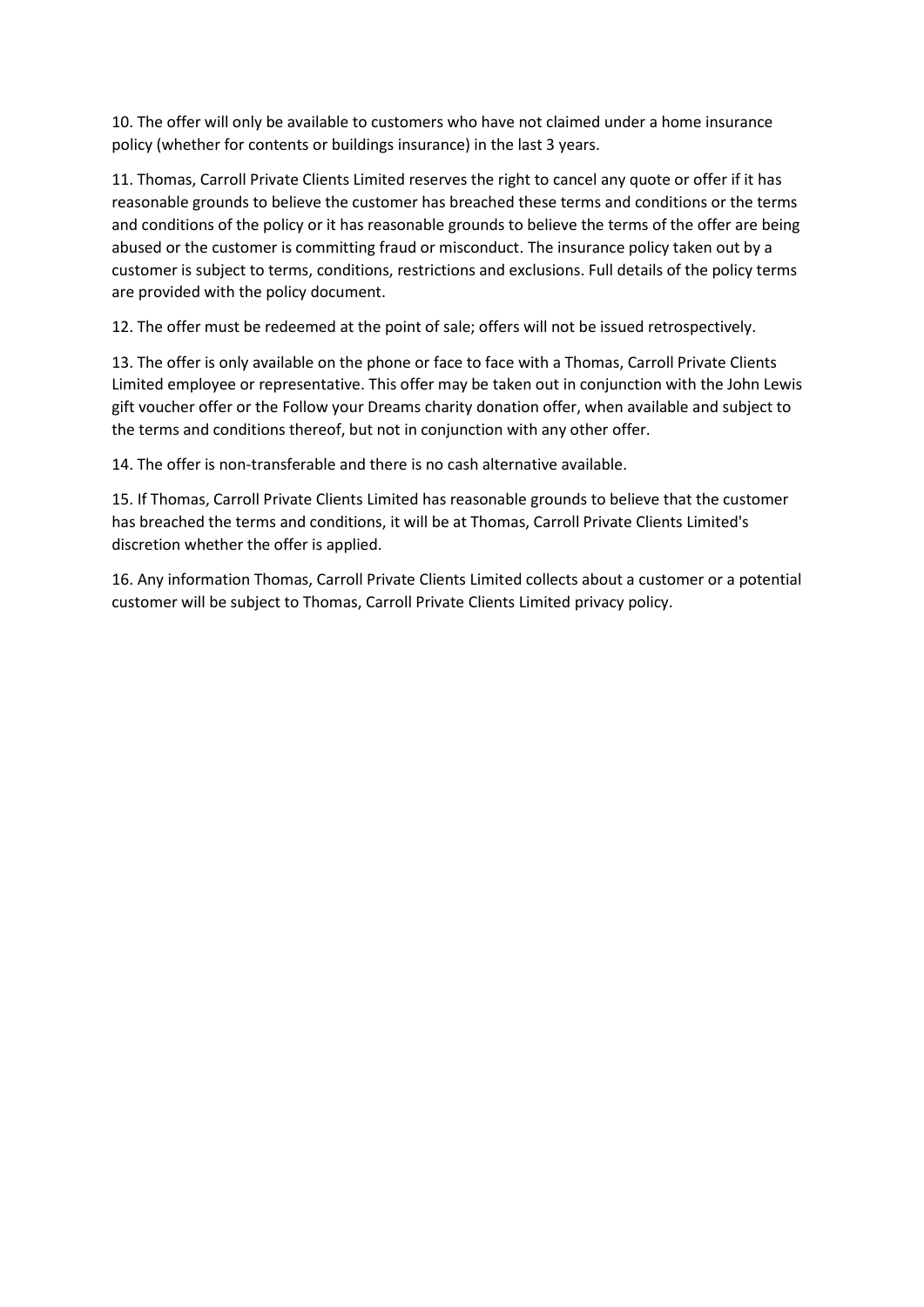10. The offer will only be available to customers who have not claimed under a home insurance policy (whether for contents or buildings insurance) in the last 3 years.

11. Thomas, Carroll Private Clients Limited reserves the right to cancel any quote or offer if it has reasonable grounds to believe the customer has breached these terms and conditions or the terms and conditions of the policy or it has reasonable grounds to believe the terms of the offer are being abused or the customer is committing fraud or misconduct. The insurance policy taken out by a customer is subject to terms, conditions, restrictions and exclusions. Full details of the policy terms are provided with the policy document.

12. The offer must be redeemed at the point of sale; offers will not be issued retrospectively.

13. The offer is only available on the phone or face to face with a Thomas, Carroll Private Clients Limited employee or representative. This offer may be taken out in conjunction with the John Lewis gift voucher offer or the Follow your Dreams charity donation offer, when available and subject to the terms and conditions thereof, but not in conjunction with any other offer.

14. The offer is non-transferable and there is no cash alternative available.

15. If Thomas, Carroll Private Clients Limited has reasonable grounds to believe that the customer has breached the terms and conditions, it will be at Thomas, Carroll Private Clients Limited's discretion whether the offer is applied.

16. Any information Thomas, Carroll Private Clients Limited collects about a customer or a potential customer will be subject to Thomas, Carroll Private Clients Limited privacy policy.